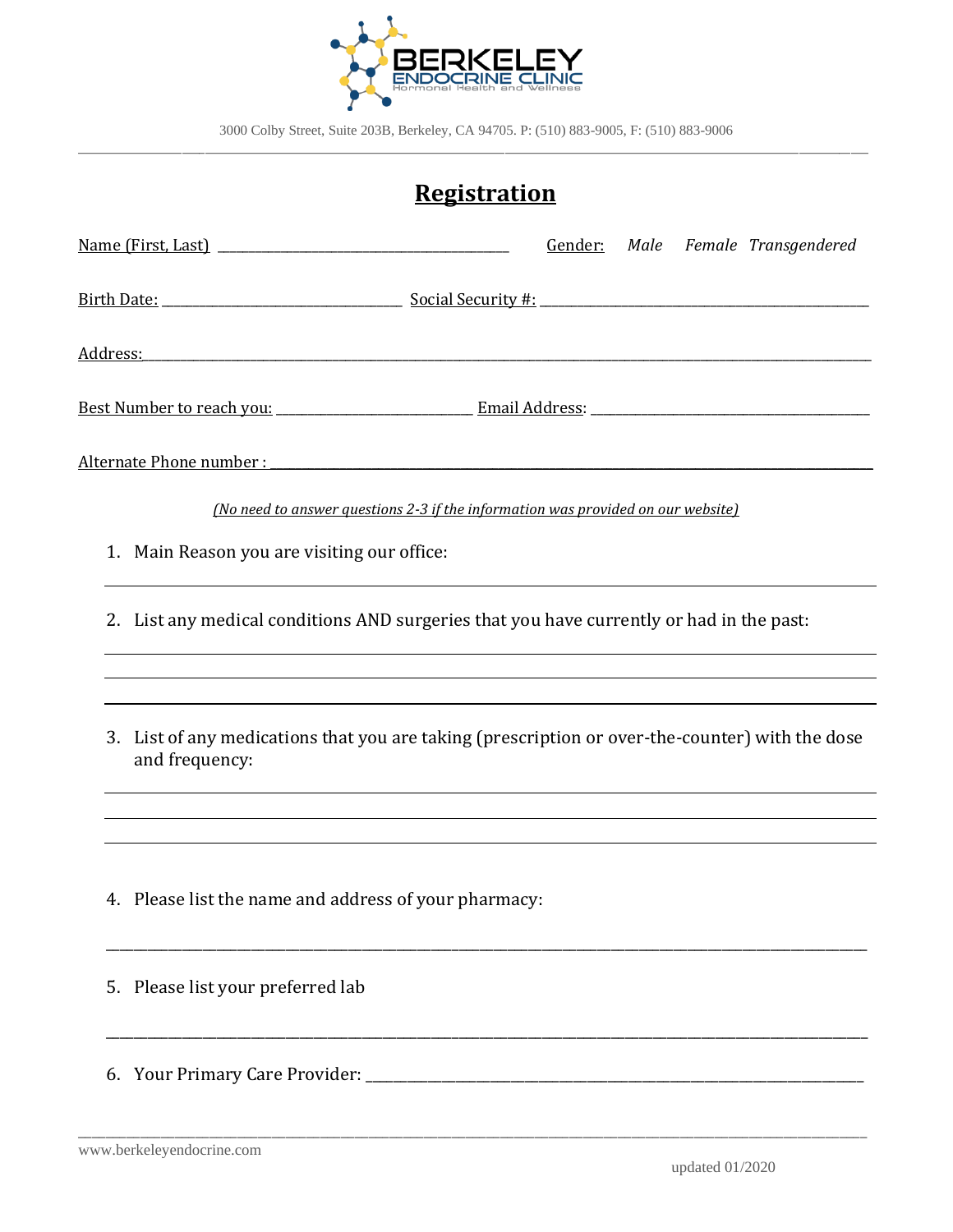# BERKELEY ENDOCRINE CLINIC

Hormonal Health and Wellness

3000 Colby Street, Suite 203B, Berkeley, CA 94705. P: (510) 883-9005, F: (510) 883-9006

## Registration

Name (First, Last) ________________________________________ Gender: *Male* *Female* *Transgendered*

Birth Date: ________________________________ Social Security #: ____________________________________________

Address: ________________________________________________________________________________________

Best Number to reach you: __________________________ Email Address: ______________________________________

Alternate Phone number : ___________________________________________________________________________

*(No need to answer questions 2-3 if the information was provided on our website)*

1. Main Reason you are visiting our office:

   ______________________________________________________________________________

2. List any medical conditions AND surgeries that you have currently or had in the past:

   ______________________________________________________________________________

   ______________________________________________________________________________

   ______________________________________________________________________________

3. List of any medications that you are taking (prescription or over-the-counter) with the dose and frequency:

   ______________________________________________________________________________

   ______________________________________________________________________________

   ______________________________________________________________________________

4. Please list the name and address of your pharmacy:

   ______________________________________________________________________________

5. Please list your preferred lab

   ______________________________________________________________________________

6. Your Primary Care Provider: ______________________________________________________________

www.berkeleyendocrine.com

updated 01/2020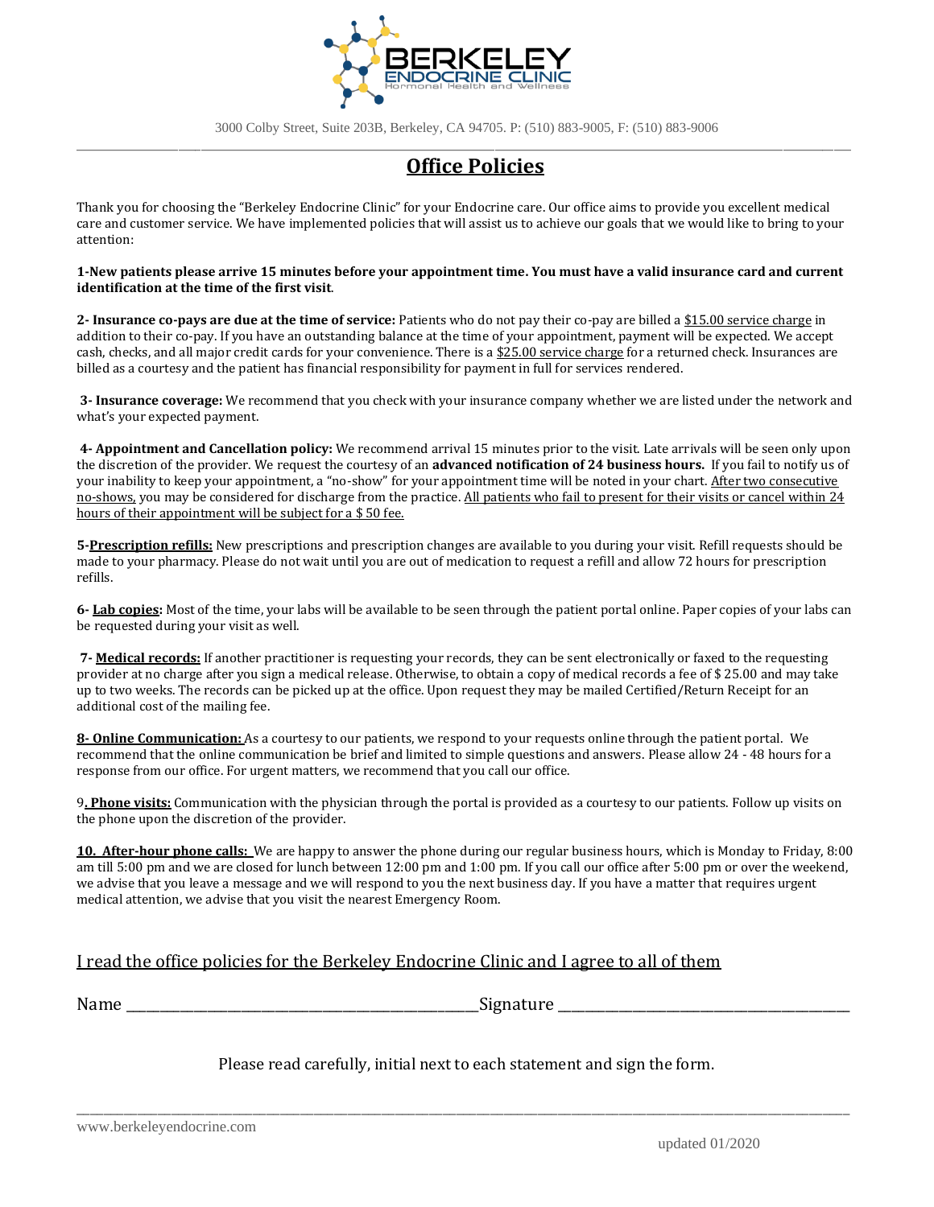BERKELEY ENDOCRINE CLINIC
Hormonal Health and Wellness

3000 Colby Street, Suite 203B, Berkeley, CA 94705. P: (510) 883-9005, F: (510) 883-9006

# Office Policies

Thank you for choosing the "Berkeley Endocrine Clinic" for your Endocrine care. Our office aims to provide you excellent medical care and customer service. We have implemented policies that will assist us to achieve our goals that we would like to bring to your attention:

**1-New patients please arrive 15 minutes before your appointment time. You must have a valid insurance card and current identification at the time of the first visit**.

**2- Insurance co-pays are due at the time of service:** Patients who do not pay their co-pay are billed a <u>$15.00 service charge</u> in addition to their co-pay. If you have an outstanding balance at the time of your appointment, payment will be expected. We accept cash, checks, and all major credit cards for your convenience. There is a <u>$25.00 service charge</u> for a returned check. Insurances are billed as a courtesy and the patient has financial responsibility for payment in full for services rendered.

**3- Insurance coverage:** We recommend that you check with your insurance company whether we are listed under the network and what's your expected payment.

**4- Appointment and Cancellation policy:** We recommend arrival 15 minutes prior to the visit. Late arrivals will be seen only upon the discretion of the provider. We request the courtesy of an **advanced notification of 24 business hours.** If you fail to notify us of your inability to keep your appointment, a "no-show" for your appointment time will be noted in your chart. <u>After two consecutive no-shows,</u> you may be considered for discharge from the practice. <u>All patients who fail to present for their visits or cancel within 24 hours of their appointment will be subject for a $ 50 fee.</u>

**5-<u>Prescription refills:</u>** New prescriptions and prescription changes are available to you during your visit. Refill requests should be made to your pharmacy. Please do not wait until you are out of medication to request a refill and allow 72 hours for prescription refills.

**6- <u>Lab copies</u>:** Most of the time, your labs will be available to be seen through the patient portal online. Paper copies of your labs can be requested during your visit as well.

**7- <u>Medical records:</u>** If another practitioner is requesting your records, they can be sent electronically or faxed to the requesting provider at no charge after you sign a medical release. Otherwise, to obtain a copy of medical records a fee of $ 25.00 and may take up to two weeks. The records can be picked up at the office. Upon request they may be mailed Certified/Return Receipt for an additional cost of the mailing fee.

**<u>8- Online Communication:</u>** As a courtesy to our patients, we respond to your requests online through the patient portal. We recommend that the online communication be brief and limited to simple questions and answers. Please allow 24 - 48 hours for a response from our office. For urgent matters, we recommend that you call our office.

9**<u>. Phone visits:</u>** Communication with the physician through the portal is provided as a courtesy to our patients. Follow up visits on the phone upon the discretion of the provider.

**<u>10. After-hour phone calls:</u>** We are happy to answer the phone during our regular business hours, which is Monday to Friday, 8:00 am till 5:00 pm and we are closed for lunch between 12:00 pm and 1:00 pm. If you call our office after 5:00 pm or over the weekend, we advise that you leave a message and we will respond to you the next business day. If you have a matter that requires urgent medical attention, we advise that you visit the nearest Emergency Room.

<u>I read the office policies for the Berkeley Endocrine Clinic and I agree to all of them</u>

Name \_\_\_\_\_\_\_\_\_\_\_\_\_\_\_\_\_\_\_\_\_\_\_\_\_\_\_\_\_\_\_\_\_\_\_\_\_\_\_\_\_\_\_\_\_\_Signature \_\_\_\_\_\_\_\_\_\_\_\_\_\_\_\_\_\_\_\_\_\_\_\_\_\_\_\_\_\_\_\_\_\_\_\_\_\_\_

Please read carefully, initial next to each statement and sign the form.

www.berkeleyendocrine.com

updated 01/2020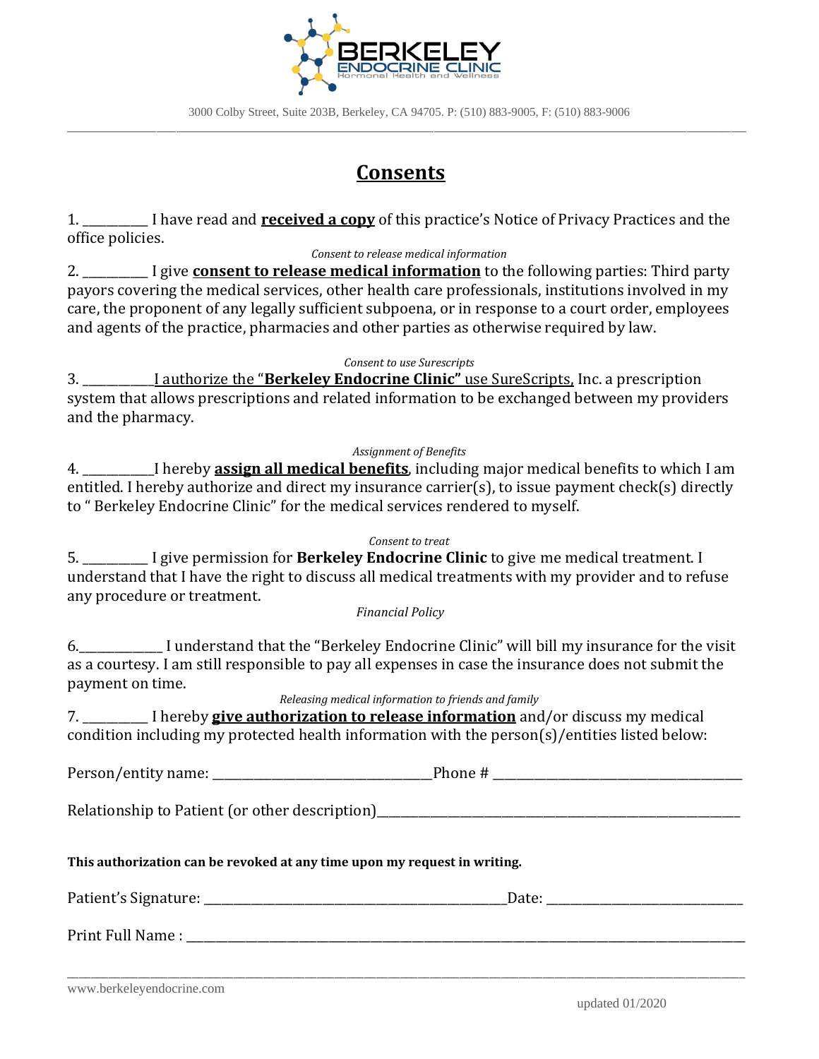3000 Colby Street, Suite 203B, Berkeley, CA 94705. P: (510) 883-9005, F: (510) 883-9006

# Consents

1. __________ I have read and **received a copy** of this practice's Notice of Privacy Practices and the office policies.

*Consent to release medical information*

2. __________ I give **consent to release medical information** to the following parties: Third party payors covering the medical services, other health care professionals, institutions involved in my care, the proponent of any legally sufficient subpoena, or in response to a court order, employees and agents of the practice, pharmacies and other parties as otherwise required by law.

*Consent to use Surescripts*

3. ___________I authorize the "**Berkeley Endocrine Clinic"** use SureScripts, Inc. a prescription system that allows prescriptions and related information to be exchanged between my providers and the pharmacy.

*Assignment of Benefits*

4. ___________I hereby **assign all medical benefits**, including major medical benefits to which I am entitled. I hereby authorize and direct my insurance carrier(s), to issue payment check(s) directly to " Berkeley Endocrine Clinic" for the medical services rendered to myself.

*Consent to treat*

5. __________ I give permission for **Berkeley Endocrine Clinic** to give me medical treatment. I understand that I have the right to discuss all medical treatments with my provider and to refuse any procedure or treatment.

*Financial Policy*

6._____________ I understand that the "Berkeley Endocrine Clinic" will bill my insurance for the visit as a courtesy. I am still responsible to pay all expenses in case the insurance does not submit the payment on time.

*Releasing medical information to friends and family*

7. __________ I hereby **give authorization to release information** and/or discuss my medical condition including my protected health information with the person(s)/entities listed below:

Person/entity name: _________________________________Phone # ______________________________________

Relationship to Patient (or other description)__________________________________________________________

**This authorization can be revoked at any time upon my request in writing.**

Patient's Signature: ______________________________________________Date: ______________________________

Print Full Name : __________________________________________________________________________________________

www.berkeleyendocrine.com

updated 01/2020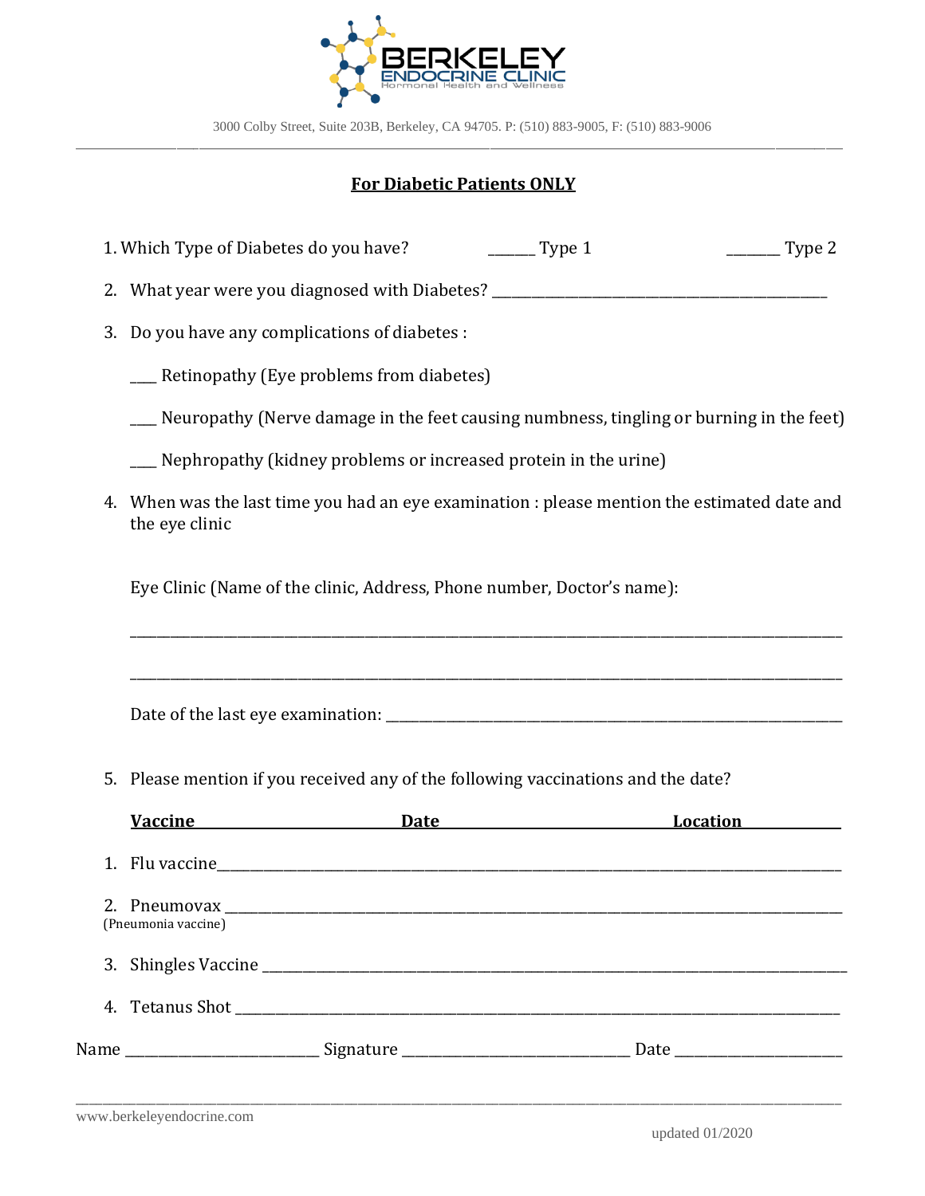BERKELEY ENDOCRINE CLINIC
Hormonal Health and Wellness

3000 Colby Street, Suite 203B, Berkeley, CA 94705. P: (510) 883-9005, F: (510) 883-9006

## For Diabetic Patients ONLY

1. Which Type of Diabetes do you have? ______ Type 1 _______ Type 2

2. What year were you diagnosed with Diabetes? _______________________________________________

3. Do you have any complications of diabetes :

   ___ Retinopathy (Eye problems from diabetes)

   ___ Neuropathy (Nerve damage in the feet causing numbness, tingling or burning in the feet)

   ___ Nephropathy (kidney problems or increased protein in the urine)

4. When was the last time you had an eye examination : please mention the estimated date and the eye clinic

   Eye Clinic (Name of the clinic, Address, Phone number, Doctor's name):

   ____________________________________________________________________________________________

   ____________________________________________________________________________________________

   Date of the last eye examination: _____________________________________________________________

5. Please mention if you received any of the following vaccinations and the date?

| Vaccine | Date | Location |
|---|---|---|
| 1. Flu vaccine | | |
| 2. Pneumovax (Pneumonia vaccine) | | |
| 3. Shingles Vaccine | | |
| 4. Tetanus Shot | | |

Name ________________________ Signature ____________________________ Date _____________________

www.berkeleyendocrine.com

updated 01/2020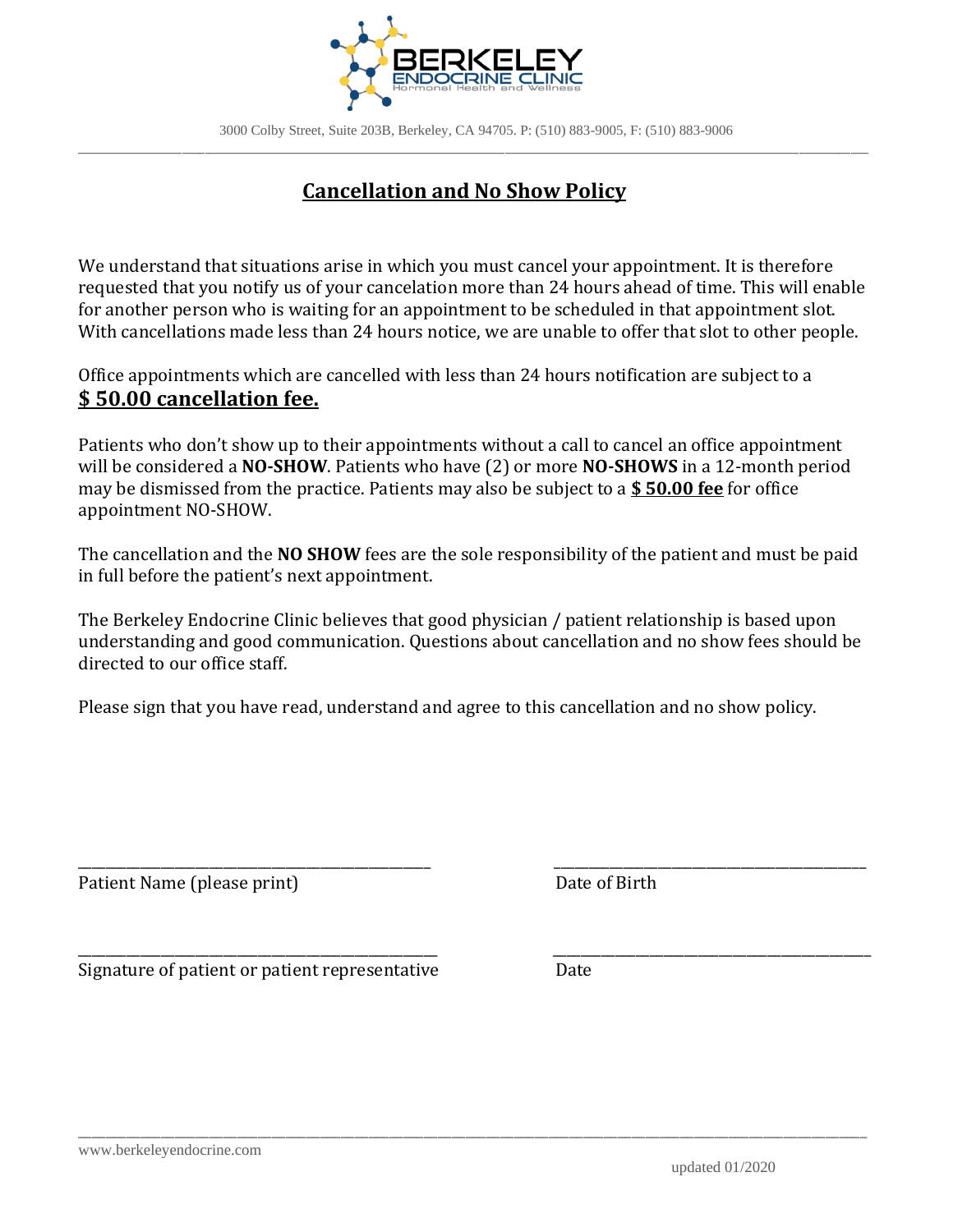BERKELEY ENDOCRINE CLINIC
Hormonal Health and Wellness

3000 Colby Street, Suite 203B, Berkeley, CA 94705. P: (510) 883-9005, F: (510) 883-9006

## Cancellation and No Show Policy

We understand that situations arise in which you must cancel your appointment. It is therefore requested that you notify us of your cancelation more than 24 hours ahead of time. This will enable for another person who is waiting for an appointment to be scheduled in that appointment slot. With cancellations made less than 24 hours notice, we are unable to offer that slot to other people.

Office appointments which are cancelled with less than 24 hours notification are subject to a **$ 50.00 cancellation fee.**

Patients who don't show up to their appointments without a call to cancel an office appointment will be considered a **NO-SHOW**. Patients who have (2) or more **NO-SHOWS** in a 12-month period may be dismissed from the practice. Patients may also be subject to a **$ 50.00 fee** for office appointment NO-SHOW.

The cancellation and the **NO SHOW** fees are the sole responsibility of the patient and must be paid in full before the patient's next appointment.

The Berkeley Endocrine Clinic believes that good physician / patient relationship is based upon understanding and good communication. Questions about cancellation and no show fees should be directed to our office staff.

Please sign that you have read, understand and agree to this cancellation and no show policy.

_______________________________________ Patient Name (please print)

_______________________________________ Date of Birth

_______________________________________ Signature of patient or patient representative

_______________________________________ Date

www.berkeleyendocrine.com

updated 01/2020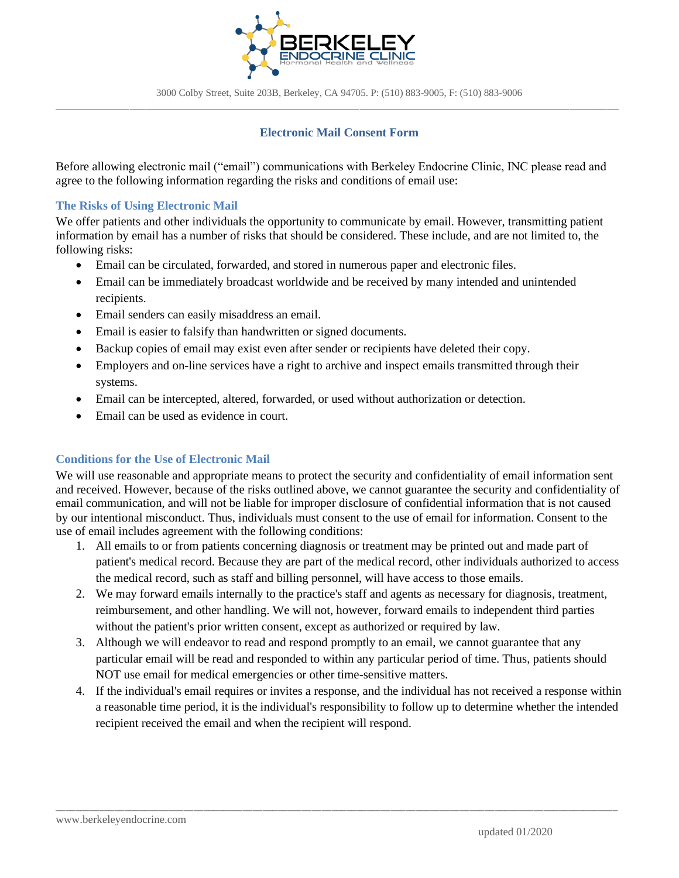3000 Colby Street, Suite 203B, Berkeley, CA 94705. P: (510) 883-9005, F: (510) 883-9006

## Electronic Mail Consent Form

Before allowing electronic mail ("email") communications with Berkeley Endocrine Clinic, INC please read and agree to the following information regarding the risks and conditions of email use:

### The Risks of Using Electronic Mail

We offer patients and other individuals the opportunity to communicate by email. However, transmitting patient information by email has a number of risks that should be considered. These include, and are not limited to, the following risks:

- Email can be circulated, forwarded, and stored in numerous paper and electronic files.
- Email can be immediately broadcast worldwide and be received by many intended and unintended recipients.
- Email senders can easily misaddress an email.
- Email is easier to falsify than handwritten or signed documents.
- Backup copies of email may exist even after sender or recipients have deleted their copy.
- Employers and on-line services have a right to archive and inspect emails transmitted through their systems.
- Email can be intercepted, altered, forwarded, or used without authorization or detection.
- Email can be used as evidence in court.

### Conditions for the Use of Electronic Mail

We will use reasonable and appropriate means to protect the security and confidentiality of email information sent and received. However, because of the risks outlined above, we cannot guarantee the security and confidentiality of email communication, and will not be liable for improper disclosure of confidential information that is not caused by our intentional misconduct. Thus, individuals must consent to the use of email for information. Consent to the use of email includes agreement with the following conditions:

1. All emails to or from patients concerning diagnosis or treatment may be printed out and made part of patient's medical record. Because they are part of the medical record, other individuals authorized to access the medical record, such as staff and billing personnel, will have access to those emails.
2. We may forward emails internally to the practice's staff and agents as necessary for diagnosis, treatment, reimbursement, and other handling. We will not, however, forward emails to independent third parties without the patient's prior written consent, except as authorized or required by law.
3. Although we will endeavor to read and respond promptly to an email, we cannot guarantee that any particular email will be read and responded to within any particular period of time. Thus, patients should NOT use email for medical emergencies or other time-sensitive matters.
4. If the individual's email requires or invites a response, and the individual has not received a response within a reasonable time period, it is the individual's responsibility to follow up to determine whether the intended recipient received the email and when the recipient will respond.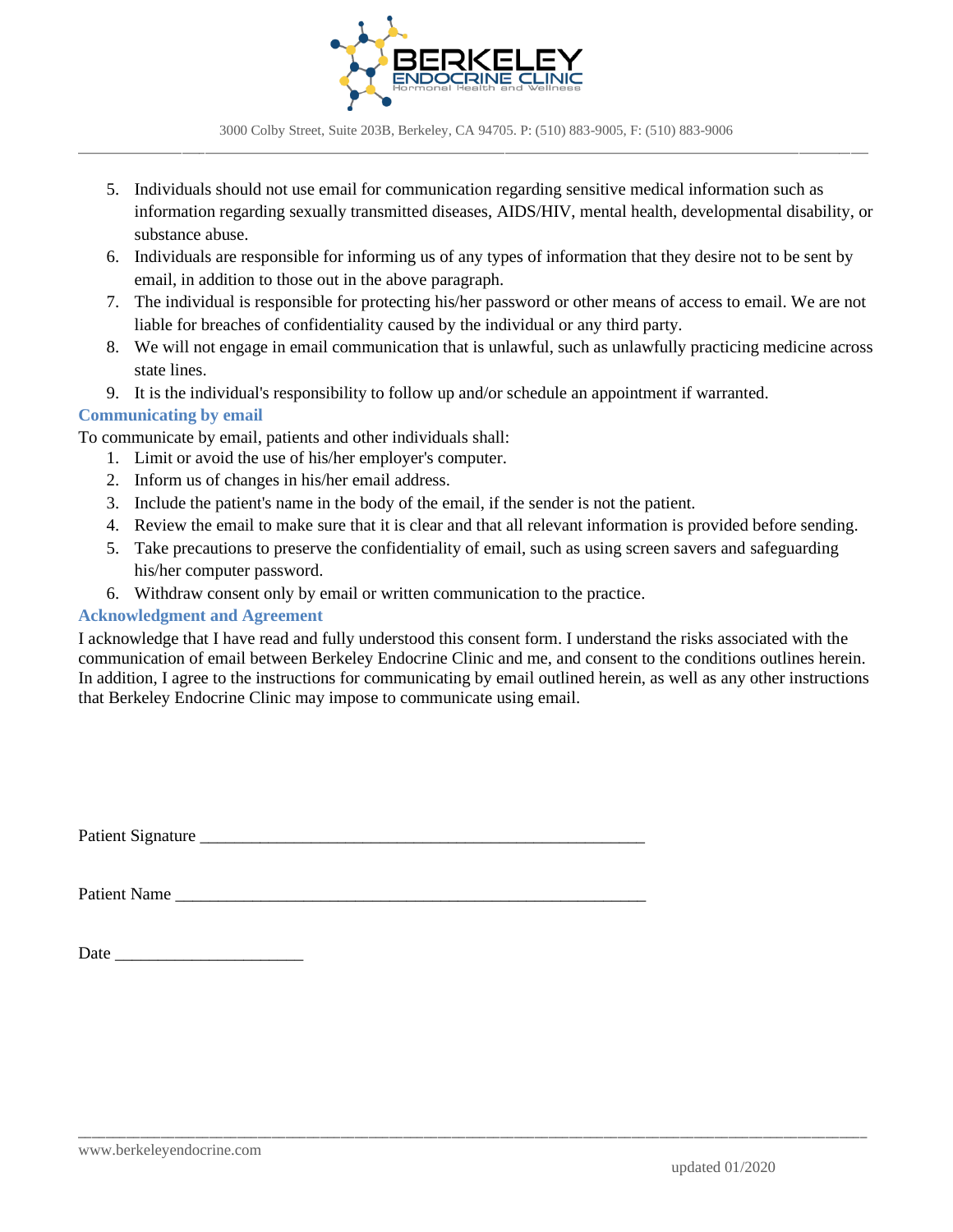5. Individuals should not use email for communication regarding sensitive medical information such as information regarding sexually transmitted diseases, AIDS/HIV, mental health, developmental disability, or substance abuse.
6. Individuals are responsible for informing us of any types of information that they desire not to be sent by email, in addition to those out in the above paragraph.
7. The individual is responsible for protecting his/her password or other means of access to email. We are not liable for breaches of confidentiality caused by the individual or any third party.
8. We will not engage in email communication that is unlawful, such as unlawfully practicing medicine across state lines.
9. It is the individual's responsibility to follow up and/or schedule an appointment if warranted.

### Communicating by email

To communicate by email, patients and other individuals shall:

1. Limit or avoid the use of his/her employer's computer.
2. Inform us of changes in his/her email address.
3. Include the patient's name in the body of the email, if the sender is not the patient.
4. Review the email to make sure that it is clear and that all relevant information is provided before sending.
5. Take precautions to preserve the confidentiality of email, such as using screen savers and safeguarding his/her computer password.
6. Withdraw consent only by email or written communication to the practice.

### Acknowledgment and Agreement

I acknowledge that I have read and fully understood this consent form. I understand the risks associated with the communication of email between Berkeley Endocrine Clinic and me, and consent to the conditions outlines herein. In addition, I agree to the instructions for communicating by email outlined herein, as well as any other instructions that Berkeley Endocrine Clinic may impose to communicate using email.

Patient Signature _____________________________________________________

Patient Name ________________________________________________________

Date ______________________

updated 01/2020